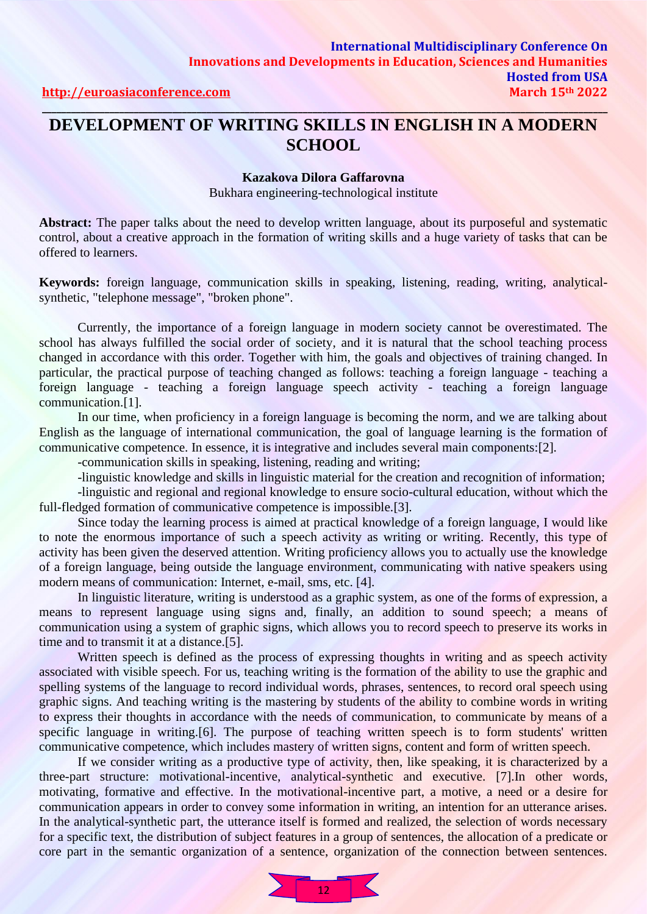# DEVELOPMENT OF WRITING SKILLS IN ENGLISH IN A MODERN SCHOOL

**Kazakova Dilora Gaffarovna**

Bukhara engineering-technological institute

**Abstract:** The paper talks about the need to develop written language, about its purposeful and systematic control, about a creative approach in the formation of writing skills and a huge variety of tasks that can be offered to learners.

**Keywords:** foreign language, communication skills in speaking, listening, reading, writing, analytical-synthetic, "telephone message", "broken phone".

Currently, the importance of a foreign language in modern society cannot be overestimated. The school has always fulfilled the social order of society, and it is natural that the school teaching process changed in accordance with this order. Together with him, the goals and objectives of training changed. In particular, the practical purpose of teaching changed as follows: teaching a foreign language - teaching a foreign language - teaching a foreign language speech activity - teaching a foreign language communication.[1].

In our time, when proficiency in a foreign language is becoming the norm, and we are talking about English as the language of international communication, the goal of language learning is the formation of communicative competence. In essence, it is integrative and includes several main components:[2].

-communication skills in speaking, listening, reading and writing;

-linguistic knowledge and skills in linguistic material for the creation and recognition of information;

-linguistic and regional and regional knowledge to ensure socio-cultural education, without which the full-fledged formation of communicative competence is impossible.[3].

Since today the learning process is aimed at practical knowledge of a foreign language, I would like to note the enormous importance of such a speech activity as writing or writing. Recently, this type of activity has been given the deserved attention. Writing proficiency allows you to actually use the knowledge of a foreign language, being outside the language environment, communicating with native speakers using modern means of communication: Internet, e-mail, sms, etc. [4].

In linguistic literature, writing is understood as a graphic system, as one of the forms of expression, a means to represent language using signs and, finally, an addition to sound speech; a means of communication using a system of graphic signs, which allows you to record speech to preserve its works in time and to transmit it at a distance.[5].

Written speech is defined as the process of expressing thoughts in writing and as speech activity associated with visible speech. For us, teaching writing is the formation of the ability to use the graphic and spelling systems of the language to record individual words, phrases, sentences, to record oral speech using graphic signs. And teaching writing is the mastering by students of the ability to combine words in writing to express their thoughts in accordance with the needs of communication, to communicate by means of a specific language in writing.[6]. The purpose of teaching written speech is to form students' written communicative competence, which includes mastery of written signs, content and form of written speech.

If we consider writing as a productive type of activity, then, like speaking, it is characterized by a three-part structure: motivational-incentive, analytical-synthetic and executive. [7].In other words, motivating, formative and effective. In the motivational-incentive part, a motive, a need or a desire for communication appears in order to convey some information in writing, an intention for an utterance arises. In the analytical-synthetic part, the utterance itself is formed and realized, the selection of words necessary for a specific text, the distribution of subject features in a group of sentences, the allocation of a predicate or core part in the semantic organization of a sentence, organization of the connection between sentences.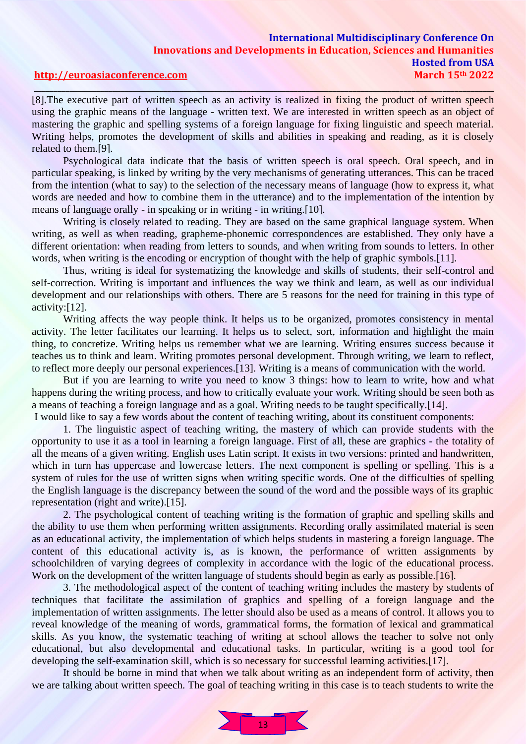[8].The executive part of written speech as an activity is realized in fixing the product of written speech using the graphic means of the language - written text. We are interested in written speech as an object of mastering the graphic and spelling systems of a foreign language for fixing linguistic and speech material. Writing helps, promotes the development of skills and abilities in speaking and reading, as it is closely related to them.[9].

Psychological data indicate that the basis of written speech is oral speech. Oral speech, and in particular speaking, is linked by writing by the very mechanisms of generating utterances. This can be traced from the intention (what to say) to the selection of the necessary means of language (how to express it, what words are needed and how to combine them in the utterance) and to the implementation of the intention by means of language orally - in speaking or in writing - in writing.[10].

Writing is closely related to reading. They are based on the same graphical language system. When writing, as well as when reading, grapheme-phonemic correspondences are established. They only have a different orientation: when reading from letters to sounds, and when writing from sounds to letters. In other words, when writing is the encoding or encryption of thought with the help of graphic symbols.[11].

Thus, writing is ideal for systematizing the knowledge and skills of students, their self-control and self-correction. Writing is important and influences the way we think and learn, as well as our individual development and our relationships with others. There are 5 reasons for the need for training in this type of activity:[12].

Writing affects the way people think. It helps us to be organized, promotes consistency in mental activity. The letter facilitates our learning. It helps us to select, sort, information and highlight the main thing, to concretize. Writing helps us remember what we are learning. Writing ensures success because it teaches us to think and learn. Writing promotes personal development. Through writing, we learn to reflect, to reflect more deeply our personal experiences.[13]. Writing is a means of communication with the world.

But if you are learning to write you need to know 3 things: how to learn to write, how and what happens during the writing process, and how to critically evaluate your work. Writing should be seen both as a means of teaching a foreign language and as a goal. Writing needs to be taught specifically.[14].

I would like to say a few words about the content of teaching writing, about its constituent components:

1. The linguistic aspect of teaching writing, the mastery of which can provide students with the opportunity to use it as a tool in learning a foreign language. First of all, these are graphics - the totality of all the means of a given writing. English uses Latin script. It exists in two versions: printed and handwritten, which in turn has uppercase and lowercase letters. The next component is spelling or spelling. This is a system of rules for the use of written signs when writing specific words. One of the difficulties of spelling the English language is the discrepancy between the sound of the word and the possible ways of its graphic representation (right and write).[15].

2. The psychological content of teaching writing is the formation of graphic and spelling skills and the ability to use them when performing written assignments. Recording orally assimilated material is seen as an educational activity, the implementation of which helps students in mastering a foreign language. The content of this educational activity is, as is known, the performance of written assignments by schoolchildren of varying degrees of complexity in accordance with the logic of the educational process. Work on the development of the written language of students should begin as early as possible.[16].

3. The methodological aspect of the content of teaching writing includes the mastery by students of techniques that facilitate the assimilation of graphics and spelling of a foreign language and the implementation of written assignments. The letter should also be used as a means of control. It allows you to reveal knowledge of the meaning of words, grammatical forms, the formation of lexical and grammatical skills. As you know, the systematic teaching of writing at school allows the teacher to solve not only educational, but also developmental and educational tasks. In particular, writing is a good tool for developing the self-examination skill, which is so necessary for successful learning activities.[17].

It should be borne in mind that when we talk about writing as an independent form of activity, then we are talking about written speech. The goal of teaching writing in this case is to teach students to write the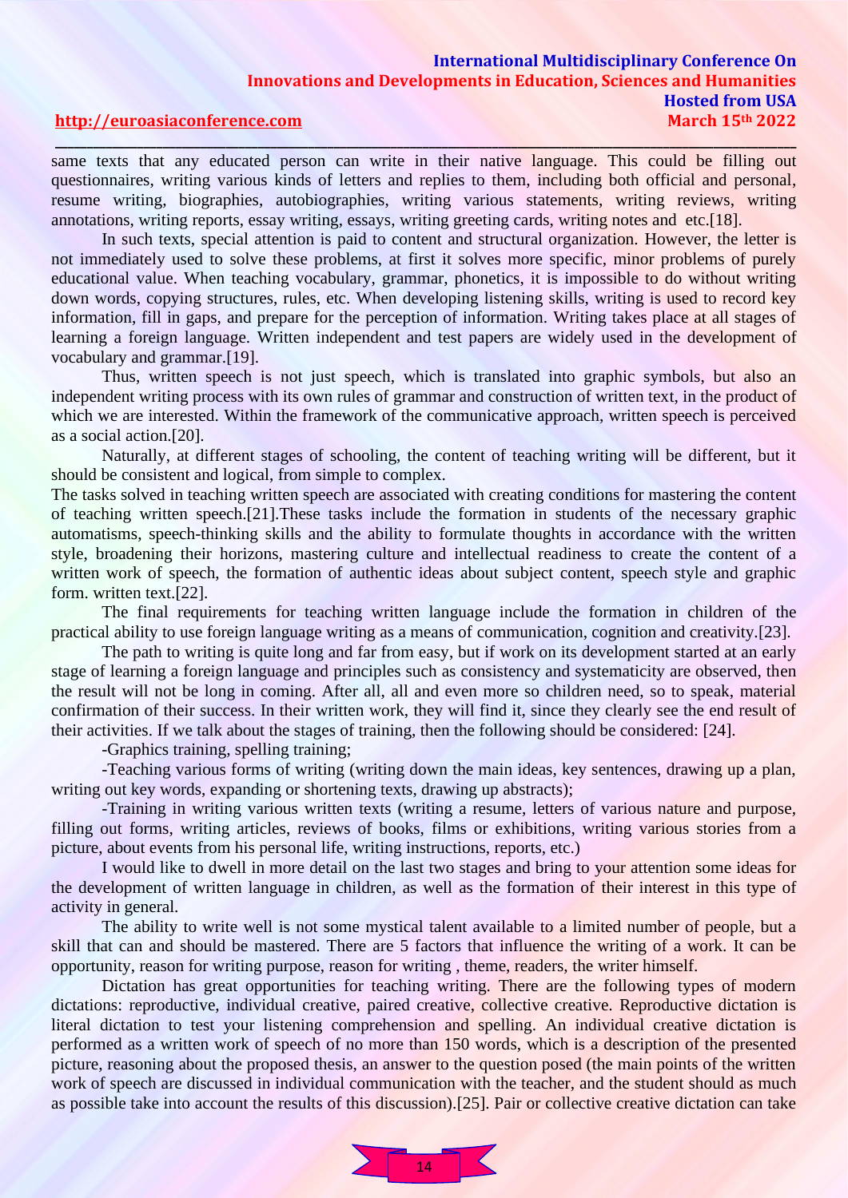same texts that any educated person can write in their native language. This could be filling out questionnaires, writing various kinds of letters and replies to them, including both official and personal, resume writing, biographies, autobiographies, writing various statements, writing reviews, writing annotations, writing reports, essay writing, essays, writing greeting cards, writing notes and etc.[18].

In such texts, special attention is paid to content and structural organization. However, the letter is not immediately used to solve these problems, at first it solves more specific, minor problems of purely educational value. When teaching vocabulary, grammar, phonetics, it is impossible to do without writing down words, copying structures, rules, etc. When developing listening skills, writing is used to record key information, fill in gaps, and prepare for the perception of information. Writing takes place at all stages of learning a foreign language. Written independent and test papers are widely used in the development of vocabulary and grammar.[19].

Thus, written speech is not just speech, which is translated into graphic symbols, but also an independent writing process with its own rules of grammar and construction of written text, in the product of which we are interested. Within the framework of the communicative approach, written speech is perceived as a social action.[20].

Naturally, at different stages of schooling, the content of teaching writing will be different, but it should be consistent and logical, from simple to complex.

The tasks solved in teaching written speech are associated with creating conditions for mastering the content of teaching written speech.[21].These tasks include the formation in students of the necessary graphic automatisms, speech-thinking skills and the ability to formulate thoughts in accordance with the written style, broadening their horizons, mastering culture and intellectual readiness to create the content of a written work of speech, the formation of authentic ideas about subject content, speech style and graphic form. written text.[22].

The final requirements for teaching written language include the formation in children of the practical ability to use foreign language writing as a means of communication, cognition and creativity.[23].

The path to writing is quite long and far from easy, but if work on its development started at an early stage of learning a foreign language and principles such as consistency and systematicity are observed, then the result will not be long in coming. After all, all and even more so children need, so to speak, material confirmation of their success. In their written work, they will find it, since they clearly see the end result of their activities. If we talk about the stages of training, then the following should be considered: [24].

-Graphics training, spelling training;

-Teaching various forms of writing (writing down the main ideas, key sentences, drawing up a plan, writing out key words, expanding or shortening texts, drawing up abstracts);

-Training in writing various written texts (writing a resume, letters of various nature and purpose, filling out forms, writing articles, reviews of books, films or exhibitions, writing various stories from a picture, about events from his personal life, writing instructions, reports, etc.)

I would like to dwell in more detail on the last two stages and bring to your attention some ideas for the development of written language in children, as well as the formation of their interest in this type of activity in general.

The ability to write well is not some mystical talent available to a limited number of people, but a skill that can and should be mastered. There are 5 factors that influence the writing of a work. It can be opportunity, reason for writing purpose, reason for writing , theme, readers, the writer himself.

Dictation has great opportunities for teaching writing. There are the following types of modern dictations: reproductive, individual creative, paired creative, collective creative. Reproductive dictation is literal dictation to test your listening comprehension and spelling. An individual creative dictation is performed as a written work of speech of no more than 150 words, which is a description of the presented picture, reasoning about the proposed thesis, an answer to the question posed (the main points of the written work of speech are discussed in individual communication with the teacher, and the student should as much as possible take into account the results of this discussion).[25]. Pair or collective creative dictation can take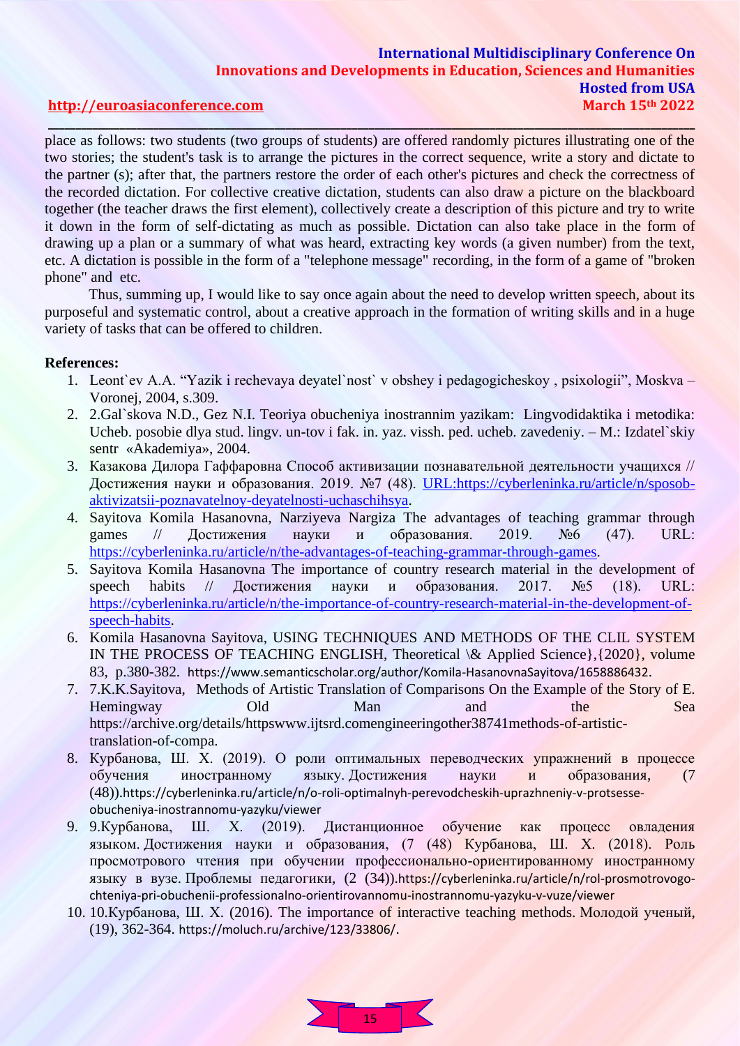place as follows: two students (two groups of students) are offered randomly pictures illustrating one of the two stories; the student's task is to arrange the pictures in the correct sequence, write a story and dictate to the partner (s); after that, the partners restore the order of each other's pictures and check the correctness of the recorded dictation. For collective creative dictation, students can also draw a picture on the blackboard together (the teacher draws the first element), collectively create a description of this picture and try to write it down in the form of self-dictating as much as possible. Dictation can also take place in the form of drawing up a plan or a summary of what was heard, extracting key words (a given number) from the text, etc. A dictation is possible in the form of a "telephone message" recording, in the form of a game of "broken phone" and etc.

Thus, summing up, I would like to say once again about the need to develop written speech, about its purposeful and systematic control, about a creative approach in the formation of writing skills and in a huge variety of tasks that can be offered to children.

**References:**

1. Leont`ev A.A. "Yazik i rechevaya deyatel`nost` v obshey i pedagogicheskoy , psixologii", Moskva – Voronej, 2004, s.309.
2. 2.Gal`skova N.D., Gez N.I. Teoriya obucheniya inostrannim yazikam: Lingvodidaktika i metodika: Ucheb. posobie dlya stud. lingv. un-tov i fak. in. yaz. vissh. ped. ucheb. zavedeniy. – M.: Izdatel`skiy sentr «Akademiya», 2004.
3. Казакова Дилора Гаффаровна Способ активизации познавательной деятельности учащихся // Достижения науки и образования. 2019. №7 (48). URL:https://cyberleninka.ru/article/n/sposob-aktivizatsii-poznavatelnoy-deyatelnosti-uchaschihsya.
4. Sayitova Komila Hasanovna, Narziyeva Nargiza The advantages of teaching grammar through games // Достижения науки и образования. 2019. №6 (47). URL: https://cyberleninka.ru/article/n/the-advantages-of-teaching-grammar-through-games.
5. Sayitova Komila Hasanovna The importance of country research material in the development of speech habits // Достижения науки и образования. 2017. №5 (18). URL: https://cyberleninka.ru/article/n/the-importance-of-country-research-material-in-the-development-of-speech-habits.
6. Komila Hasanovna Sayitova, USING TECHNIQUES AND METHODS OF THE CLIL SYSTEM IN THE PROCESS OF TEACHING ENGLISH, Theoretical \& Applied Science},{2020}, volume 83, p.380-382. https://www.semanticscholar.org/author/Komila-HasanovnaSayitova/1658886432.
7. 7.K.K.Sayitova, Methods of Artistic Translation of Comparisons On the Example of the Story of E. Hemingway Old Man and the Sea https://archive.org/details/httpswww.ijtsrd.comengineeringother38741methods-of-artistic-translation-of-compa.
8. Курбанова, Ш. Х. (2019). О роли оптимальных переводческих упражнений в процессе обучения иностранному языку. Достижения науки и образования, (7 (48)).https://cyberleninka.ru/article/n/o-roli-optimalnyh-perevodcheskih-uprazhneniy-v-protsesse-obucheniya-inostrannomu-yazyku/viewer
9. 9.Курбанова, Ш. Х. (2019). Дистанционное обучение как процесс овладения языком. Достижения науки и образования, (7 (48) Курбанова, Ш. Х. (2018). Роль просмотрового чтения при обучении профессионально-ориентированному иностранному языку в вузе. Проблемы педагогики, (2 (34)).https://cyberleninka.ru/article/n/rol-prosmotrovogo-chteniya-pri-obuchenii-professionalno-orientirovannomu-inostrannomu-yazyku-v-vuze/viewer
10. 10.Курбанова, Ш. Х. (2016). The importance of interactive teaching methods. Молодой ученый, (19), 362-364. https://moluch.ru/archive/123/33806/.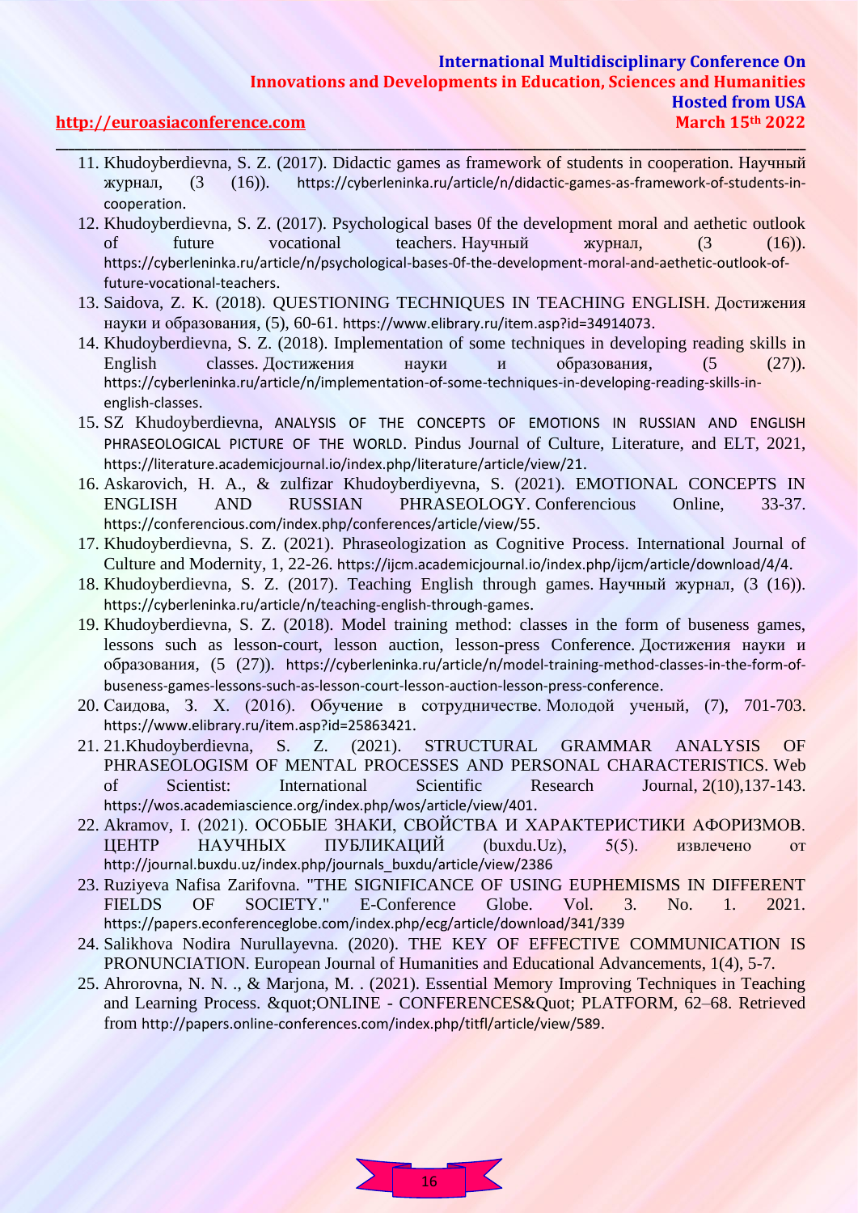11. Khudoyberdievna, S. Z. (2017). Didactic games as framework of students in cooperation. Научный журнал, (3 (16)). https://cyberleninka.ru/article/n/didactic-games-as-framework-of-students-in-cooperation.
12. Khudoyberdievna, S. Z. (2017). Psychological bases 0f the development moral and aethetic outlook of future vocational teachers. Научный журнал, (3 (16)). https://cyberleninka.ru/article/n/psychological-bases-0f-the-development-moral-and-aethetic-outlook-of-future-vocational-teachers.
13. Saidova, Z. K. (2018). QUESTIONING TECHNIQUES IN TEACHING ENGLISH. Достижения науки и образования, (5), 60-61. https://www.elibrary.ru/item.asp?id=34914073.
14. Khudoyberdievna, S. Z. (2018). Implementation of some techniques in developing reading skills in English classes. Достижения науки и образования, (5 (27)). https://cyberleninka.ru/article/n/implementation-of-some-techniques-in-developing-reading-skills-in-english-classes.
15. SZ Khudoyberdievna, ANALYSIS OF THE CONCEPTS OF EMOTIONS IN RUSSIAN AND ENGLISH PHRASEOLOGICAL PICTURE OF THE WORLD. Pindus Journal of Culture, Literature, and ELT, 2021, https://literature.academicjournal.io/index.php/literature/article/view/21.
16. Askarovich, H. A., & zulfizar Khudoyberdiyevna, S. (2021). EMOTIONAL CONCEPTS IN ENGLISH AND RUSSIAN PHRASEOLOGY. Conferencious Online, 33-37. https://conferencious.com/index.php/conferences/article/view/55.
17. Khudoyberdievna, S. Z. (2021). Phraseologization as Cognitive Process. International Journal of Culture and Modernity, 1, 22-26. https://ijcm.academicjournal.io/index.php/ijcm/article/download/4/4.
18. Khudoyberdievna, S. Z. (2017). Teaching English through games. Научный журнал, (3 (16)). https://cyberleninka.ru/article/n/teaching-english-through-games.
19. Khudoyberdievna, S. Z. (2018). Model training method: classes in the form of buseness games, lessons such as lesson-court, lesson auction, lesson-press Conference. Достижения науки и образования, (5 (27)). https://cyberleninka.ru/article/n/model-training-method-classes-in-the-form-of-buseness-games-lessons-such-as-lesson-court-lesson-auction-lesson-press-conference.
20. Саидова, З. Х. (2016). Обучение в сотрудничестве. Молодой ученый, (7), 701-703. https://www.elibrary.ru/item.asp?id=25863421.
21. 21.Khudoyberdievna, S. Z. (2021). STRUCTURAL GRAMMAR ANALYSIS OF PHRASEOLOGISM OF MENTAL PROCESSES AND PERSONAL CHARACTERISTICS. Web of Scientist: International Scientific Research Journal, 2(10),137-143. https://wos.academiascience.org/index.php/wos/article/view/401.
22. Akramov, I. (2021). ОСОБЫЕ ЗНАКИ, СВОЙСТВА И ХАРАКТЕРИСТИКИ АФОРИЗМОВ. ЦЕНТР НАУЧНЫХ ПУБЛИКАЦИЙ (buxdu.Uz), 5(5). извлечено от http://journal.buxdu.uz/index.php/journals_buxdu/article/view/2386
23. Ruziyeva Nafisa Zarifovna. "THE SIGNIFICANCE OF USING EUPHEMISMS IN DIFFERENT FIELDS OF SOCIETY." E-Conference Globe. Vol. 3. No. 1. 2021. https://papers.econferenceglobe.com/index.php/ecg/article/download/341/339
24. Salikhova Nodira Nurullayevna. (2020). THE KEY OF EFFECTIVE COMMUNICATION IS PRONUNCIATION. European Journal of Humanities and Educational Advancements, 1(4), 5-7.
25. Ahrorovna, N. N. ., & Marjona, M. . (2021). Essential Memory Improving Techniques in Teaching and Learning Process. &quot;ONLINE - CONFERENCES&Quot; PLATFORM, 62–68. Retrieved from http://papers.online-conferences.com/index.php/titfl/article/view/589.